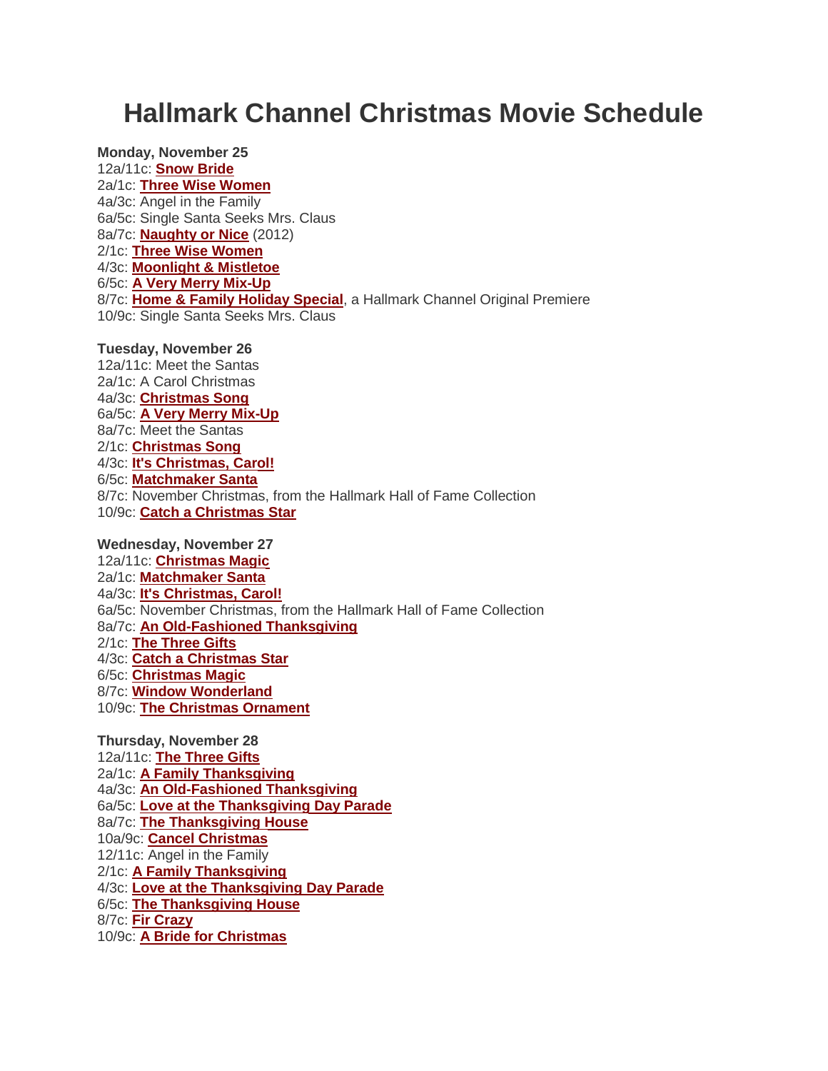# Hallmark Channel Christmas Movie Schedule

**Monday, November 25**
12a/11c: **Snow Bride**
2a/1c: **Three Wise Women**
4a/3c: Angel in the Family
6a/5c: Single Santa Seeks Mrs. Claus
8a/7c: **Naughty or Nice** (2012)
2/1c: **Three Wise Women**
4/3c: **Moonlight & Mistletoe**
6/5c: **A Very Merry Mix-Up**
8/7c: **Home & Family Holiday Special**, a Hallmark Channel Original Premiere
10/9c: Single Santa Seeks Mrs. Claus

**Tuesday, November 26**
12a/11c: Meet the Santas
2a/1c: A Carol Christmas
4a/3c: **Christmas Song**
6a/5c: **A Very Merry Mix-Up**
8a/7c: Meet the Santas
2/1c: **Christmas Song**
4/3c: **It's Christmas, Carol!**
6/5c: **Matchmaker Santa**
8/7c: November Christmas, from the Hallmark Hall of Fame Collection
10/9c: **Catch a Christmas Star**

**Wednesday, November 27**
12a/11c: **Christmas Magic**
2a/1c: **Matchmaker Santa**
4a/3c: **It's Christmas, Carol!**
6a/5c: November Christmas, from the Hallmark Hall of Fame Collection
8a/7c: **An Old-Fashioned Thanksgiving**
2/1c: **The Three Gifts**
4/3c: **Catch a Christmas Star**
6/5c: **Christmas Magic**
8/7c: **Window Wonderland**
10/9c: **The Christmas Ornament**

**Thursday, November 28**
12a/11c: **The Three Gifts**
2a/1c: **A Family Thanksgiving**
4a/3c: **An Old-Fashioned Thanksgiving**
6a/5c: **Love at the Thanksgiving Day Parade**
8a/7c: **The Thanksgiving House**
10a/9c: **Cancel Christmas**
12/11c: Angel in the Family
2/1c: **A Family Thanksgiving**
4/3c: **Love at the Thanksgiving Day Parade**
6/5c: **The Thanksgiving House**
8/7c: **Fir Crazy**
10/9c: **A Bride for Christmas**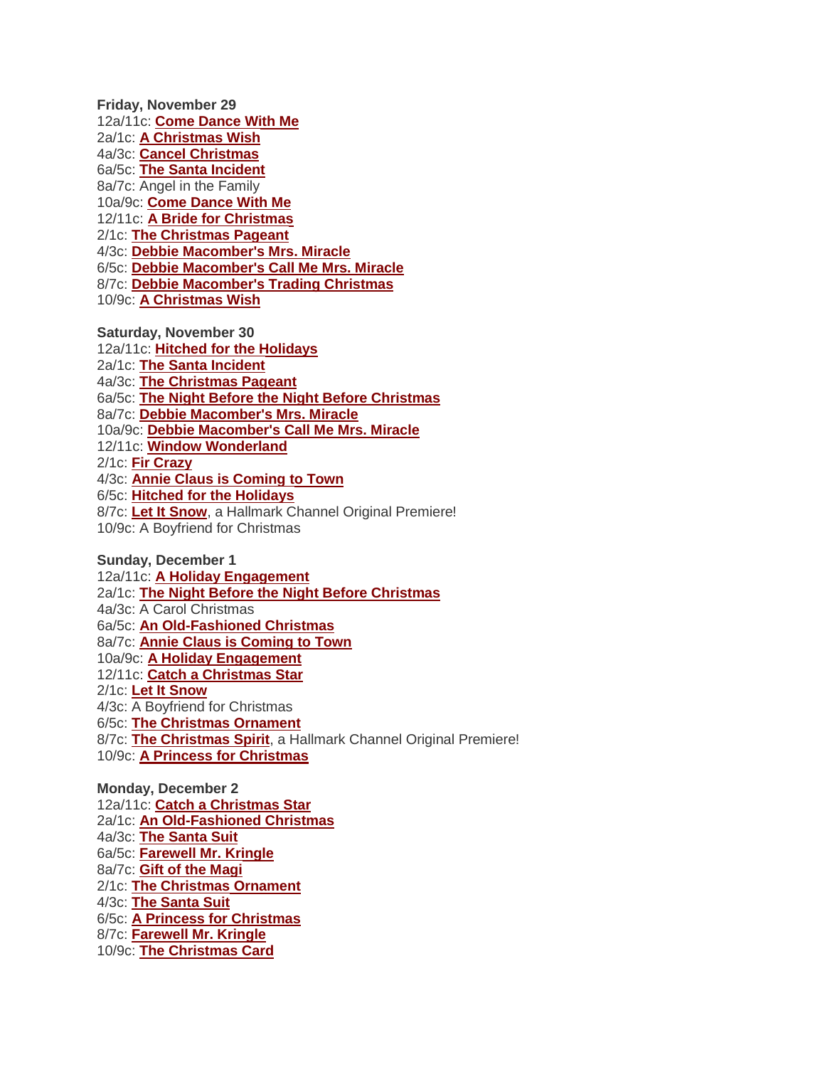**Friday, November 29**
12a/11c: **Come Dance With Me**
2a/1c: **A Christmas Wish**
4a/3c: **Cancel Christmas**
6a/5c: **The Santa Incident**
8a/7c: Angel in the Family
10a/9c: **Come Dance With Me**
12/11c: **A Bride for Christmas**
2/1c: **The Christmas Pageant**
4/3c: **Debbie Macomber's Mrs. Miracle**
6/5c: **Debbie Macomber's Call Me Mrs. Miracle**
8/7c: **Debbie Macomber's Trading Christmas**
10/9c: **A Christmas Wish**

**Saturday, November 30**
12a/11c: **Hitched for the Holidays**
2a/1c: **The Santa Incident**
4a/3c: **The Christmas Pageant**
6a/5c: **The Night Before the Night Before Christmas**
8a/7c: **Debbie Macomber's Mrs. Miracle**
10a/9c: **Debbie Macomber's Call Me Mrs. Miracle**
12/11c: **Window Wonderland**
2/1c: **Fir Crazy**
4/3c: **Annie Claus is Coming to Town**
6/5c: **Hitched for the Holidays**
8/7c: **Let It Snow**, a Hallmark Channel Original Premiere!
10/9c: A Boyfriend for Christmas

**Sunday, December 1**
12a/11c: **A Holiday Engagement**
2a/1c: **The Night Before the Night Before Christmas**
4a/3c: A Carol Christmas
6a/5c: **An Old-Fashioned Christmas**
8a/7c: **Annie Claus is Coming to Town**
10a/9c: **A Holiday Engagement**
12/11c: **Catch a Christmas Star**
2/1c: **Let It Snow**
4/3c: A Boyfriend for Christmas
6/5c: **The Christmas Ornament**
8/7c: **The Christmas Spirit**, a Hallmark Channel Original Premiere!
10/9c: **A Princess for Christmas**

**Monday, December 2**
12a/11c: **Catch a Christmas Star**
2a/1c: **An Old-Fashioned Christmas**
4a/3c: **The Santa Suit**
6a/5c: **Farewell Mr. Kringle**
8a/7c: **Gift of the Magi**
2/1c: **The Christmas Ornament**
4/3c: **The Santa Suit**
6/5c: **A Princess for Christmas**
8/7c: **Farewell Mr. Kringle**
10/9c: **The Christmas Card**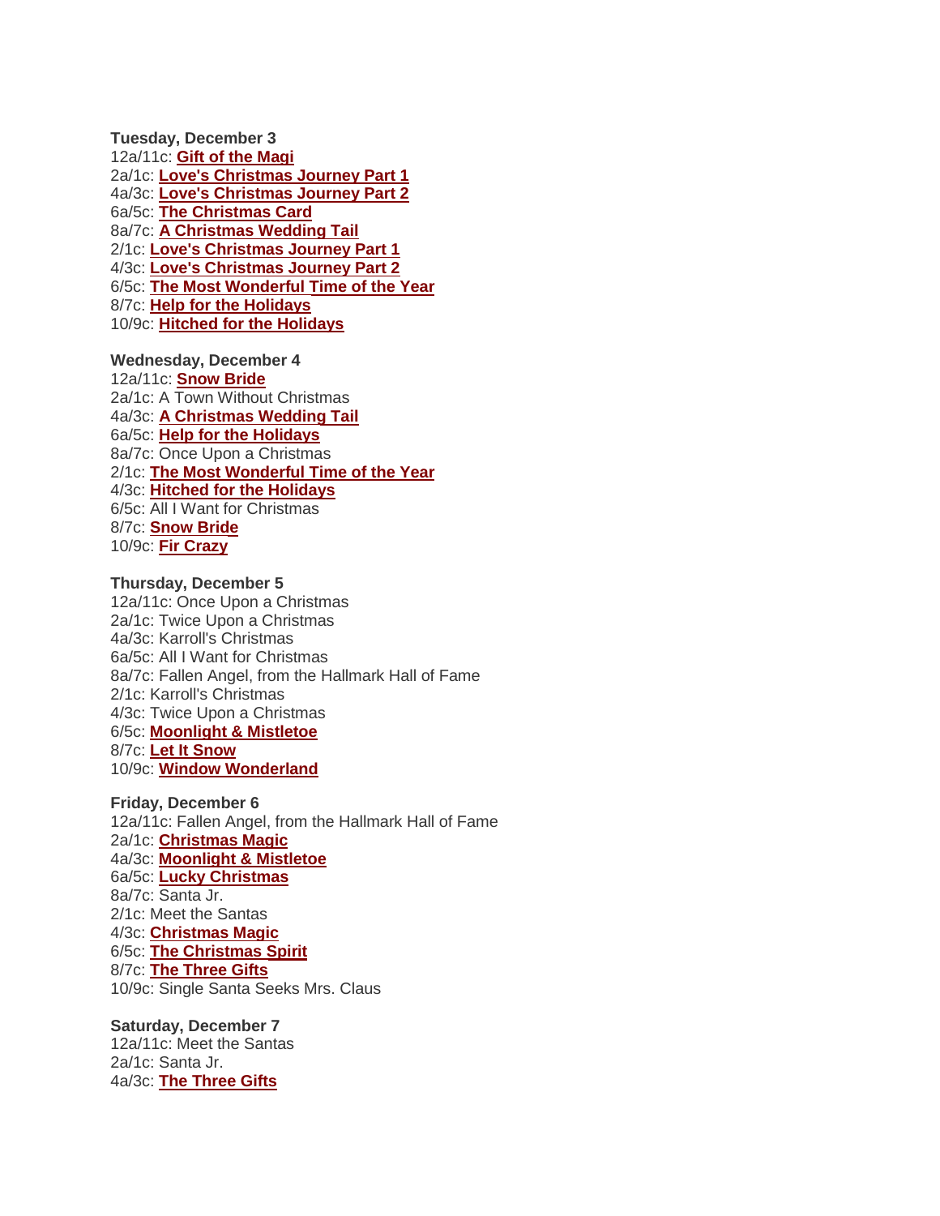**Tuesday, December 3**

12a/11c: **Gift of the Magi**
2a/1c: **Love's Christmas Journey Part 1**
4a/3c: **Love's Christmas Journey Part 2**
6a/5c: **The Christmas Card**
8a/7c: **A Christmas Wedding Tail**
2/1c: **Love's Christmas Journey Part 1**
4/3c: **Love's Christmas Journey Part 2**
6/5c: **The Most Wonderful Time of the Year**
8/7c: **Help for the Holidays**
10/9c: **Hitched for the Holidays**

**Wednesday, December 4**

12a/11c: **Snow Bride**
2a/1c: A Town Without Christmas
4a/3c: **A Christmas Wedding Tail**
6a/5c: **Help for the Holidays**
8a/7c: Once Upon a Christmas
2/1c: **The Most Wonderful Time of the Year**
4/3c: **Hitched for the Holidays**
6/5c: All I Want for Christmas
8/7c: **Snow Bride**
10/9c: **Fir Crazy**

**Thursday, December 5**

12a/11c: Once Upon a Christmas
2a/1c: Twice Upon a Christmas
4a/3c: Karroll's Christmas
6a/5c: All I Want for Christmas
8a/7c: Fallen Angel, from the Hallmark Hall of Fame
2/1c: Karroll's Christmas
4/3c: Twice Upon a Christmas
6/5c: **Moonlight & Mistletoe**
8/7c: **Let It Snow**
10/9c: **Window Wonderland**

**Friday, December 6**

12a/11c: Fallen Angel, from the Hallmark Hall of Fame
2a/1c: **Christmas Magic**
4a/3c: **Moonlight & Mistletoe**
6a/5c: **Lucky Christmas**
8a/7c: Santa Jr.
2/1c: Meet the Santas
4/3c: **Christmas Magic**
6/5c: **The Christmas Spirit**
8/7c: **The Three Gifts**
10/9c: Single Santa Seeks Mrs. Claus

**Saturday, December 7**

12a/11c: Meet the Santas
2a/1c: Santa Jr.
4a/3c: **The Three Gifts**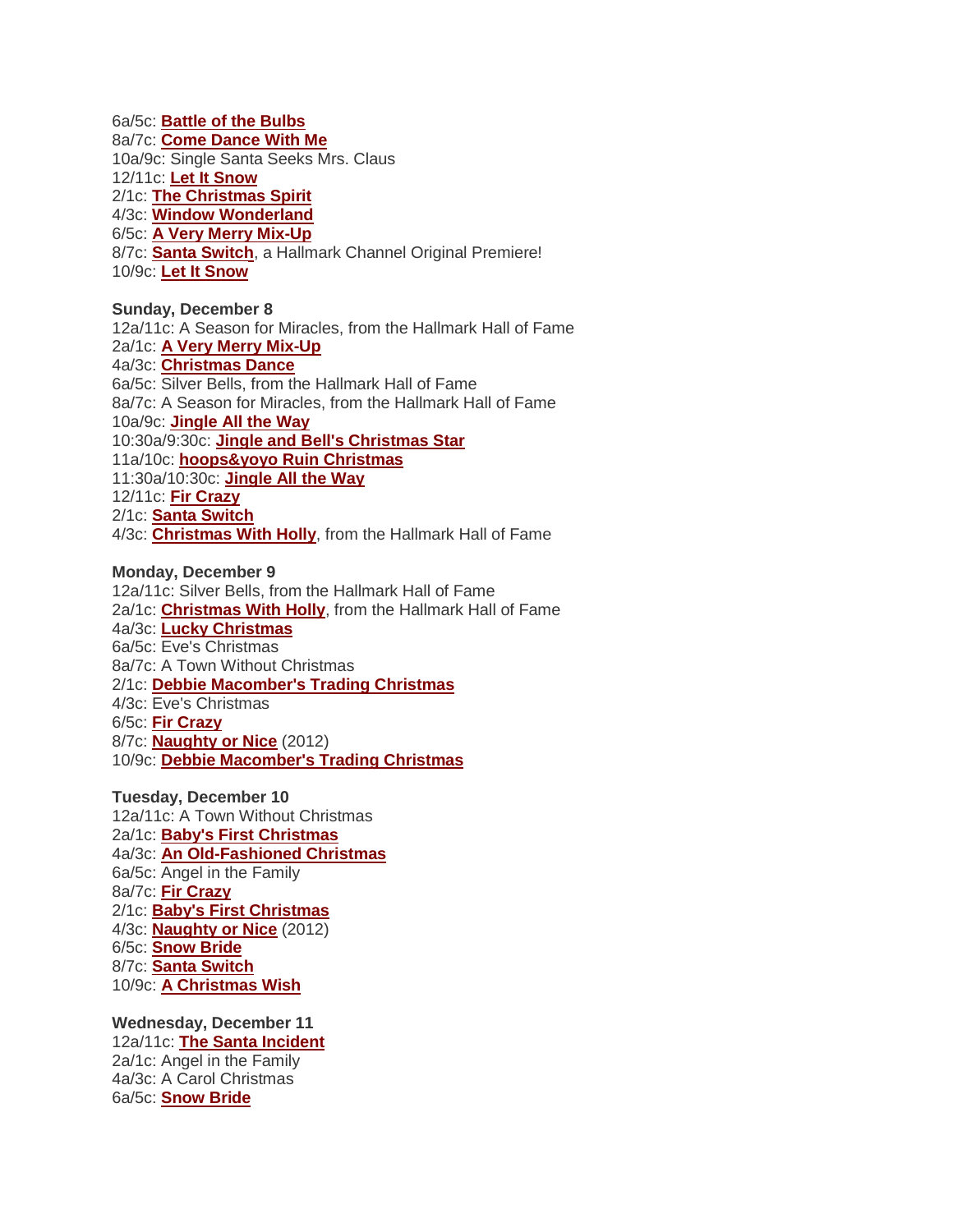6a/5c: **Battle of the Bulbs**
8a/7c: **Come Dance With Me**
10a/9c: Single Santa Seeks Mrs. Claus
12/11c: **Let It Snow**
2/1c: **The Christmas Spirit**
4/3c: **Window Wonderland**
6/5c: **A Very Merry Mix-Up**
8/7c: **Santa Switch**, a Hallmark Channel Original Premiere!
10/9c: **Let It Snow**

**Sunday, December 8**
12a/11c: A Season for Miracles, from the Hallmark Hall of Fame
2a/1c: **A Very Merry Mix-Up**
4a/3c: **Christmas Dance**
6a/5c: Silver Bells, from the Hallmark Hall of Fame
8a/7c: A Season for Miracles, from the Hallmark Hall of Fame
10a/9c: **Jingle All the Way**
10:30a/9:30c: **Jingle and Bell's Christmas Star**
11a/10c: **hoops&yoyo Ruin Christmas**
11:30a/10:30c: **Jingle All the Way**
12/11c: **Fir Crazy**
2/1c: **Santa Switch**
4/3c: **Christmas With Holly**, from the Hallmark Hall of Fame

**Monday, December 9**
12a/11c: Silver Bells, from the Hallmark Hall of Fame
2a/1c: **Christmas With Holly**, from the Hallmark Hall of Fame
4a/3c: **Lucky Christmas**
6a/5c: Eve's Christmas
8a/7c: A Town Without Christmas
2/1c: **Debbie Macomber's Trading Christmas**
4/3c: Eve's Christmas
6/5c: **Fir Crazy**
8/7c: **Naughty or Nice** (2012)
10/9c: **Debbie Macomber's Trading Christmas**

**Tuesday, December 10**
12a/11c: A Town Without Christmas
2a/1c: **Baby's First Christmas**
4a/3c: **An Old-Fashioned Christmas**
6a/5c: Angel in the Family
8a/7c: **Fir Crazy**
2/1c: **Baby's First Christmas**
4/3c: **Naughty or Nice** (2012)
6/5c: **Snow Bride**
8/7c: **Santa Switch**
10/9c: **A Christmas Wish**

**Wednesday, December 11**
12a/11c: **The Santa Incident**
2a/1c: Angel in the Family
4a/3c: A Carol Christmas
6a/5c: **Snow Bride**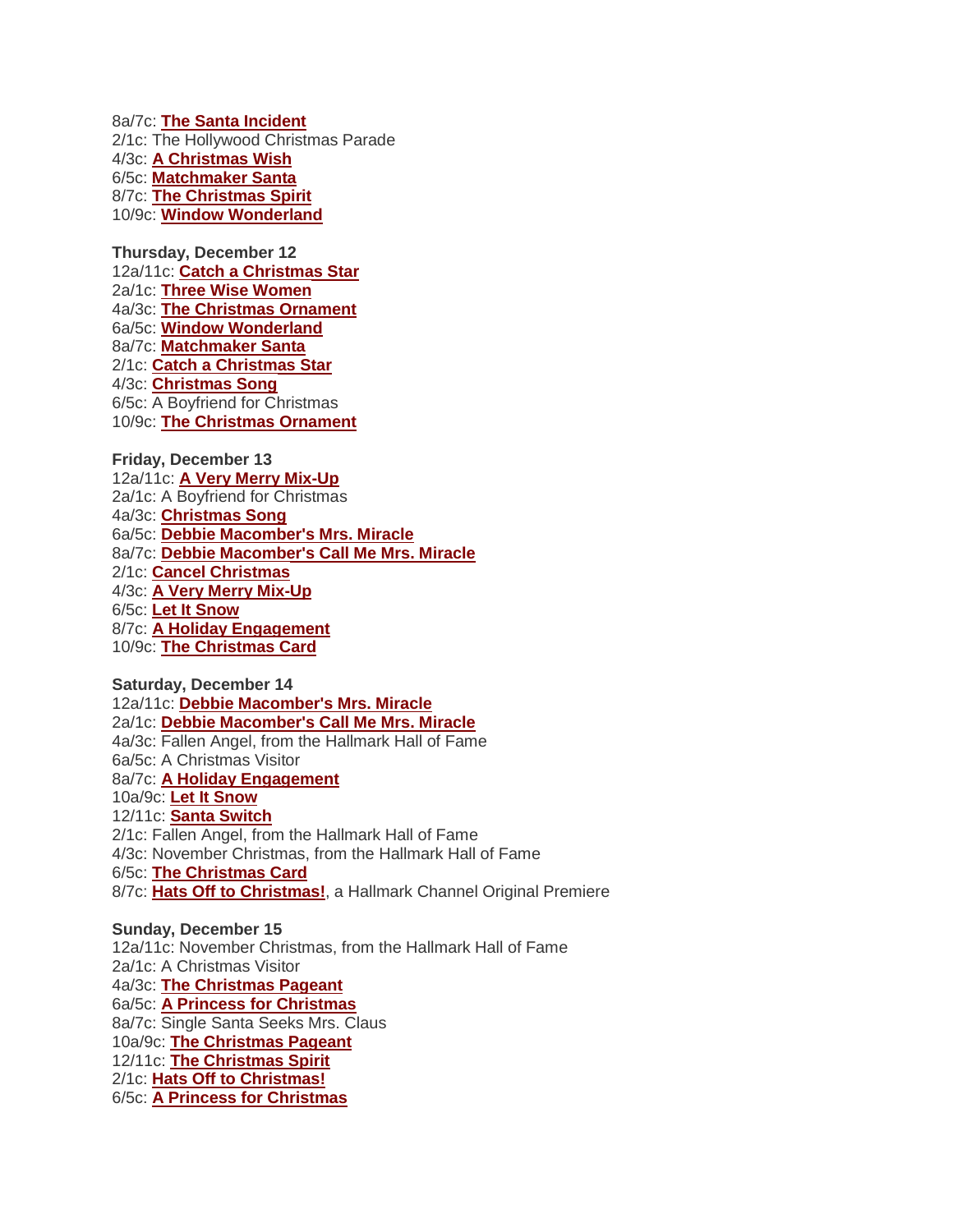8a/7c: **The Santa Incident**
2/1c: The Hollywood Christmas Parade
4/3c: **A Christmas Wish**
6/5c: **Matchmaker Santa**
8/7c: **The Christmas Spirit**
10/9c: **Window Wonderland**

**Thursday, December 12**
12a/11c: **Catch a Christmas Star**
2a/1c: **Three Wise Women**
4a/3c: **The Christmas Ornament**
6a/5c: **Window Wonderland**
8a/7c: **Matchmaker Santa**
2/1c: **Catch a Christmas Star**
4/3c: **Christmas Song**
6/5c: A Boyfriend for Christmas
10/9c: **The Christmas Ornament**

**Friday, December 13**
12a/11c: **A Very Merry Mix-Up**
2a/1c: A Boyfriend for Christmas
4a/3c: **Christmas Song**
6a/5c: **Debbie Macomber's Mrs. Miracle**
8a/7c: **Debbie Macomber's Call Me Mrs. Miracle**
2/1c: **Cancel Christmas**
4/3c: **A Very Merry Mix-Up**
6/5c: **Let It Snow**
8/7c: **A Holiday Engagement**
10/9c: **The Christmas Card**

**Saturday, December 14**
12a/11c: **Debbie Macomber's Mrs. Miracle**
2a/1c: **Debbie Macomber's Call Me Mrs. Miracle**
4a/3c: Fallen Angel, from the Hallmark Hall of Fame
6a/5c: A Christmas Visitor
8a/7c: **A Holiday Engagement**
10a/9c: **Let It Snow**
12/11c: **Santa Switch**
2/1c: Fallen Angel, from the Hallmark Hall of Fame
4/3c: November Christmas, from the Hallmark Hall of Fame
6/5c: **The Christmas Card**
8/7c: **Hats Off to Christmas!**, a Hallmark Channel Original Premiere

**Sunday, December 15**
12a/11c: November Christmas, from the Hallmark Hall of Fame
2a/1c: A Christmas Visitor
4a/3c: **The Christmas Pageant**
6a/5c: **A Princess for Christmas**
8a/7c: Single Santa Seeks Mrs. Claus
10a/9c: **The Christmas Pageant**
12/11c: **The Christmas Spirit**
2/1c: **Hats Off to Christmas!**
6/5c: **A Princess for Christmas**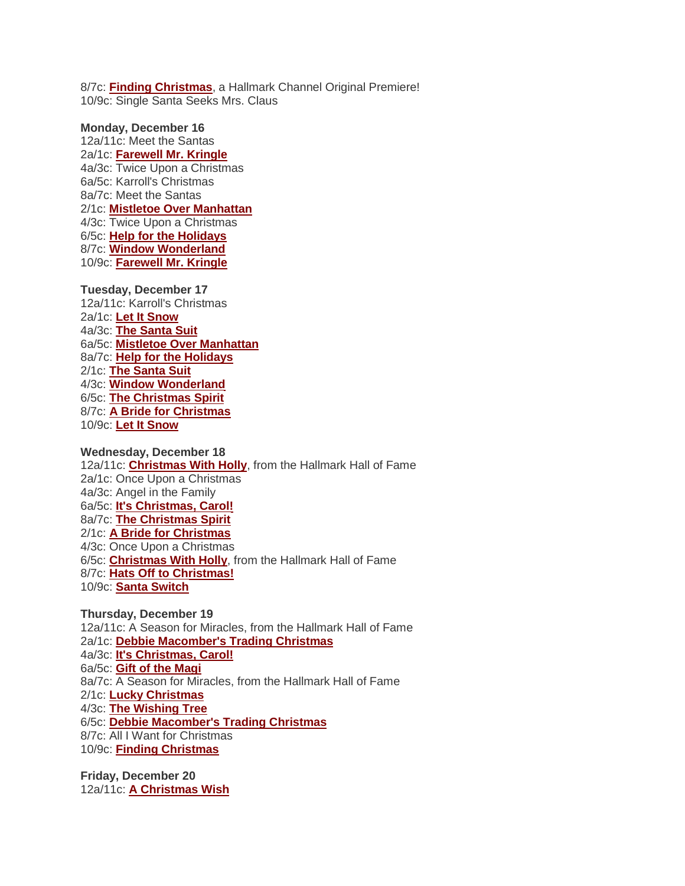8/7c: **Finding Christmas**, a Hallmark Channel Original Premiere!
10/9c: Single Santa Seeks Mrs. Claus

**Monday, December 16**
12a/11c: Meet the Santas
2a/1c: **Farewell Mr. Kringle**
4a/3c: Twice Upon a Christmas
6a/5c: Karroll's Christmas
8a/7c: Meet the Santas
2/1c: **Mistletoe Over Manhattan**
4/3c: Twice Upon a Christmas
6/5c: **Help for the Holidays**
8/7c: **Window Wonderland**
10/9c: **Farewell Mr. Kringle**

**Tuesday, December 17**
12a/11c: Karroll's Christmas
2a/1c: **Let It Snow**
4a/3c: **The Santa Suit**
6a/5c: **Mistletoe Over Manhattan**
8a/7c: **Help for the Holidays**
2/1c: **The Santa Suit**
4/3c: **Window Wonderland**
6/5c: **The Christmas Spirit**
8/7c: **A Bride for Christmas**
10/9c: **Let It Snow**

**Wednesday, December 18**
12a/11c: **Christmas With Holly**, from the Hallmark Hall of Fame
2a/1c: Once Upon a Christmas
4a/3c: Angel in the Family
6a/5c: **It's Christmas, Carol!**
8a/7c: **The Christmas Spirit**
2/1c: **A Bride for Christmas**
4/3c: Once Upon a Christmas
6/5c: **Christmas With Holly**, from the Hallmark Hall of Fame
8/7c: **Hats Off to Christmas!**
10/9c: **Santa Switch**

**Thursday, December 19**
12a/11c: A Season for Miracles, from the Hallmark Hall of Fame
2a/1c: **Debbie Macomber's Trading Christmas**
4a/3c: **It's Christmas, Carol!**
6a/5c: **Gift of the Magi**
8a/7c: A Season for Miracles, from the Hallmark Hall of Fame
2/1c: **Lucky Christmas**
4/3c: **The Wishing Tree**
6/5c: **Debbie Macomber's Trading Christmas**
8/7c: All I Want for Christmas
10/9c: **Finding Christmas**

**Friday, December 20**
12a/11c: **A Christmas Wish**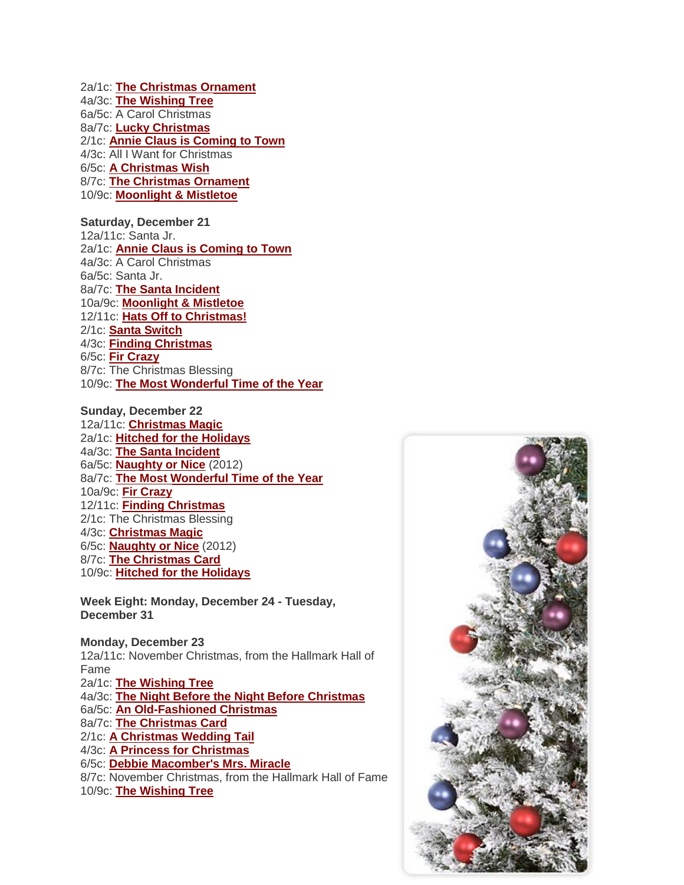2a/1c: **The Christmas Ornament**
4a/3c: **The Wishing Tree**
6a/5c: A Carol Christmas
8a/7c: **Lucky Christmas**
2/1c: **Annie Claus is Coming to Town**
4/3c: All I Want for Christmas
6/5c: **A Christmas Wish**
8/7c: **The Christmas Ornament**
10/9c: **Moonlight & Mistletoe**

**Saturday, December 21**
12a/11c: Santa Jr.
2a/1c: **Annie Claus is Coming to Town**
4a/3c: A Carol Christmas
6a/5c: Santa Jr.
8a/7c: **The Santa Incident**
10a/9c: **Moonlight & Mistletoe**
12/11c: **Hats Off to Christmas!**
2/1c: **Santa Switch**
4/3c: **Finding Christmas**
6/5c: **Fir Crazy**
8/7c: The Christmas Blessing
10/9c: **The Most Wonderful Time of the Year**

**Sunday, December 22**
12a/11c: **Christmas Magic**
2a/1c: **Hitched for the Holidays**
4a/3c: **The Santa Incident**
6a/5c: **Naughty or Nice** (2012)
8a/7c: **The Most Wonderful Time of the Year**
10a/9c: **Fir Crazy**
12/11c: **Finding Christmas**
2/1c: The Christmas Blessing
4/3c: **Christmas Magic**
6/5c: **Naughty or Nice** (2012)
8/7c: **The Christmas Card**
10/9c: **Hitched for the Holidays**

**Week Eight: Monday, December 24 - Tuesday, December 31**

**Monday, December 23**
12a/11c: November Christmas, from the Hallmark Hall of Fame
2a/1c: **The Wishing Tree**
4a/3c: **The Night Before the Night Before Christmas**
6a/5c: **An Old-Fashioned Christmas**
8a/7c: **The Christmas Card**
2/1c: **A Christmas Wedding Tail**
4/3c: **A Princess for Christmas**
6/5c: **Debbie Macomber's Mrs. Miracle**
8/7c: November Christmas, from the Hallmark Hall of Fame
10/9c: **The Wishing Tree**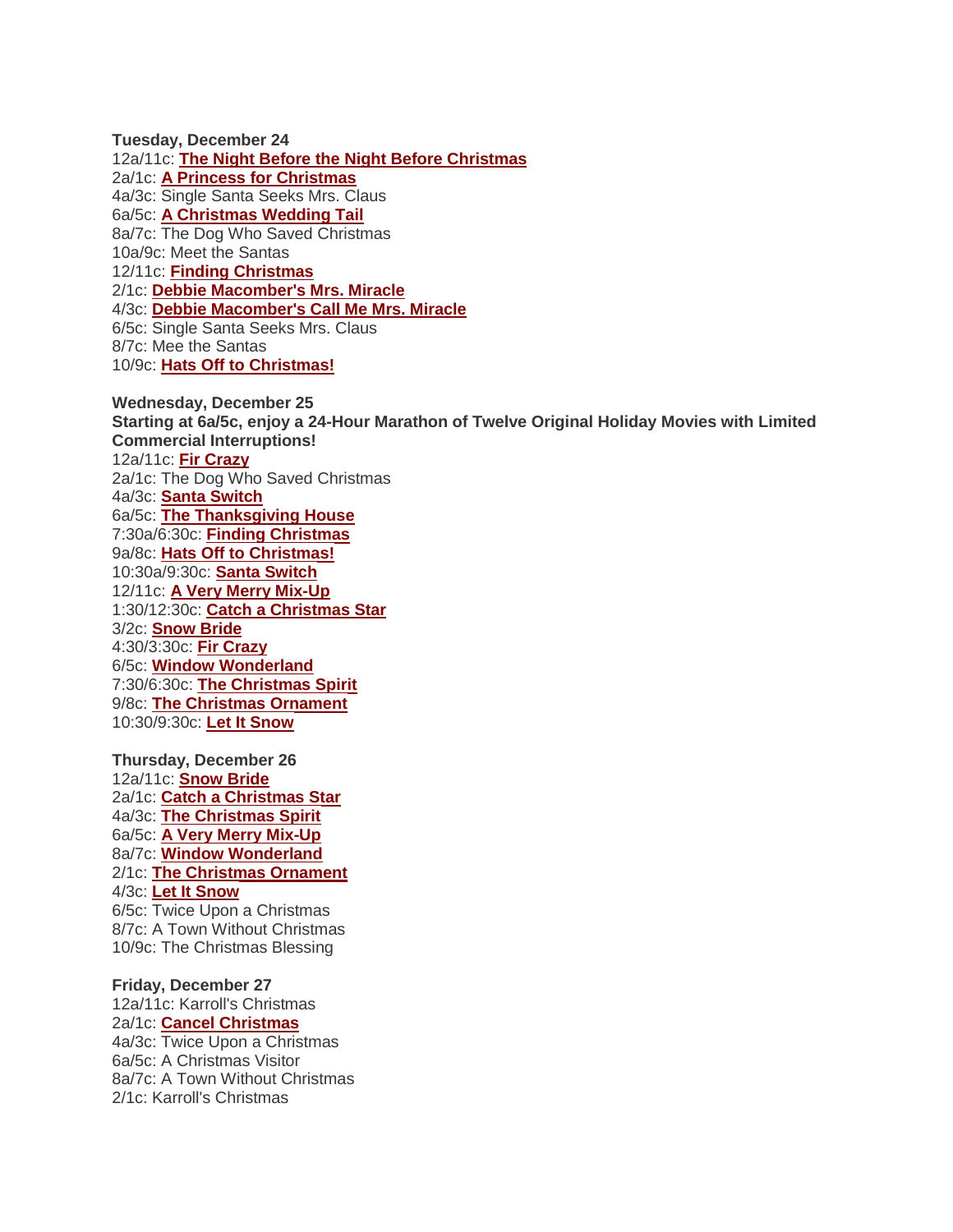**Tuesday, December 24**
12a/11c: **The Night Before the Night Before Christmas**
2a/1c: **A Princess for Christmas**
4a/3c: Single Santa Seeks Mrs. Claus
6a/5c: **A Christmas Wedding Tail**
8a/7c: The Dog Who Saved Christmas
10a/9c: Meet the Santas
12/11c: **Finding Christmas**
2/1c: **Debbie Macomber's Mrs. Miracle**
4/3c: **Debbie Macomber's Call Me Mrs. Miracle**
6/5c: Single Santa Seeks Mrs. Claus
8/7c: Mee the Santas
10/9c: **Hats Off to Christmas!**

**Wednesday, December 25**
**Starting at 6a/5c, enjoy a 24-Hour Marathon of Twelve Original Holiday Movies with Limited Commercial Interruptions!**
12a/11c: **Fir Crazy**
2a/1c: The Dog Who Saved Christmas
4a/3c: **Santa Switch**
6a/5c: **The Thanksgiving House**
7:30a/6:30c: **Finding Christmas**
9a/8c: **Hats Off to Christmas!**
10:30a/9:30c: **Santa Switch**
12/11c: **A Very Merry Mix-Up**
1:30/12:30c: **Catch a Christmas Star**
3/2c: **Snow Bride**
4:30/3:30c: **Fir Crazy**
6/5c: **Window Wonderland**
7:30/6:30c: **The Christmas Spirit**
9/8c: **The Christmas Ornament**
10:30/9:30c: **Let It Snow**

**Thursday, December 26**
12a/11c: **Snow Bride**
2a/1c: **Catch a Christmas Star**
4a/3c: **The Christmas Spirit**
6a/5c: **A Very Merry Mix-Up**
8a/7c: **Window Wonderland**
2/1c: **The Christmas Ornament**
4/3c: **Let It Snow**
6/5c: Twice Upon a Christmas
8/7c: A Town Without Christmas
10/9c: The Christmas Blessing

**Friday, December 27**
12a/11c: Karroll's Christmas
2a/1c: **Cancel Christmas**
4a/3c: Twice Upon a Christmas
6a/5c: A Christmas Visitor
8a/7c: A Town Without Christmas
2/1c: Karroll's Christmas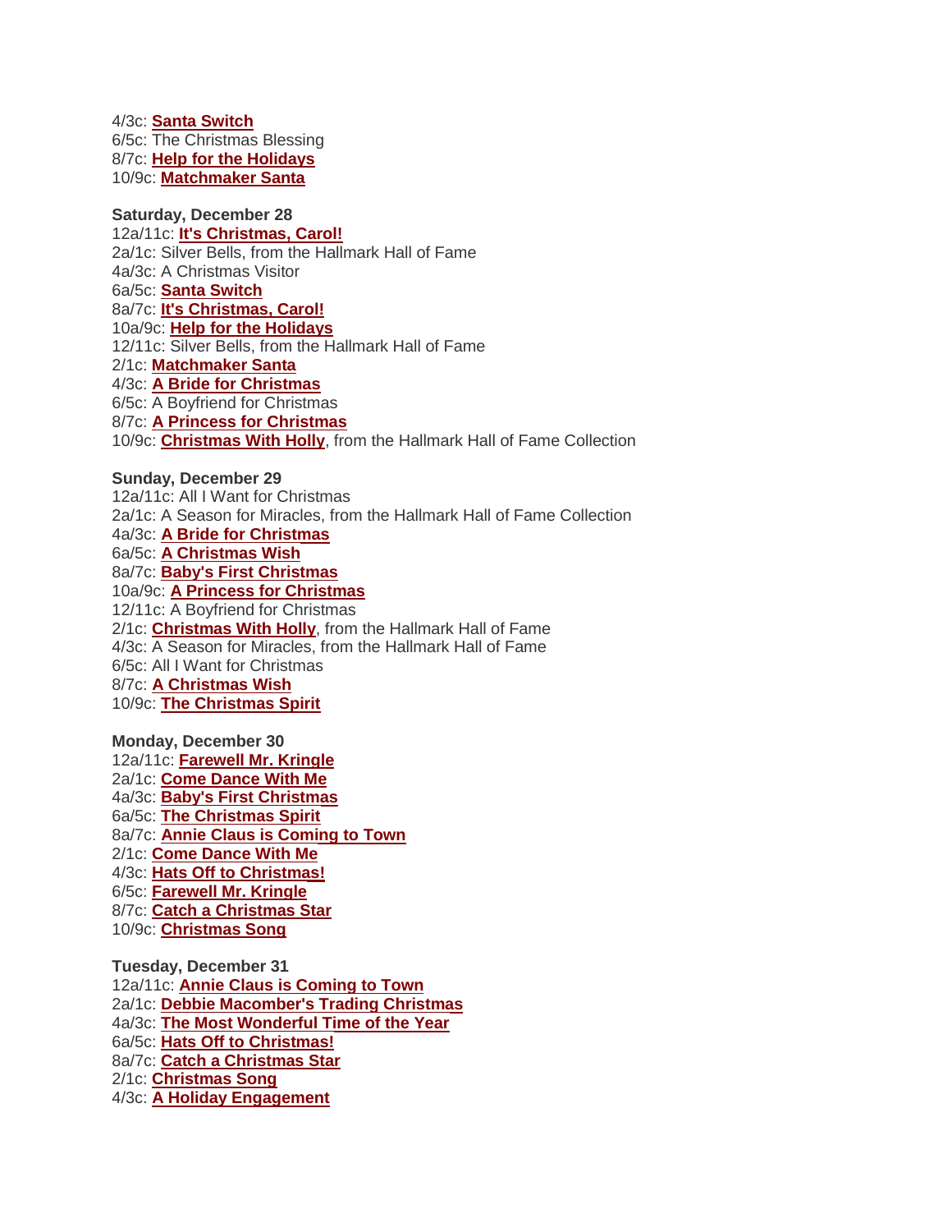4/3c: **Santa Switch**
6/5c: The Christmas Blessing
8/7c: **Help for the Holidays**
10/9c: **Matchmaker Santa**

**Saturday, December 28**
12a/11c: **It's Christmas, Carol!**
2a/1c: Silver Bells, from the Hallmark Hall of Fame
4a/3c: A Christmas Visitor
6a/5c: **Santa Switch**
8a/7c: **It's Christmas, Carol!**
10a/9c: **Help for the Holidays**
12/11c: Silver Bells, from the Hallmark Hall of Fame
2/1c: **Matchmaker Santa**
4/3c: **A Bride for Christmas**
6/5c: A Boyfriend for Christmas
8/7c: **A Princess for Christmas**
10/9c: **Christmas With Holly**, from the Hallmark Hall of Fame Collection

**Sunday, December 29**
12a/11c: All I Want for Christmas
2a/1c: A Season for Miracles, from the Hallmark Hall of Fame Collection
4a/3c: **A Bride for Christmas**
6a/5c: **A Christmas Wish**
8a/7c: **Baby's First Christmas**
10a/9c: **A Princess for Christmas**
12/11c: A Boyfriend for Christmas
2/1c: **Christmas With Holly**, from the Hallmark Hall of Fame
4/3c: A Season for Miracles, from the Hallmark Hall of Fame
6/5c: All I Want for Christmas
8/7c: **A Christmas Wish**
10/9c: **The Christmas Spirit**

**Monday, December 30**
12a/11c: **Farewell Mr. Kringle**
2a/1c: **Come Dance With Me**
4a/3c: **Baby's First Christmas**
6a/5c: **The Christmas Spirit**
8a/7c: **Annie Claus is Coming to Town**
2/1c: **Come Dance With Me**
4/3c: **Hats Off to Christmas!**
6/5c: **Farewell Mr. Kringle**
8/7c: **Catch a Christmas Star**
10/9c: **Christmas Song**

**Tuesday, December 31**
12a/11c: **Annie Claus is Coming to Town**
2a/1c: **Debbie Macomber's Trading Christmas**
4a/3c: **The Most Wonderful Time of the Year**
6a/5c: **Hats Off to Christmas!**
8a/7c: **Catch a Christmas Star**
2/1c: **Christmas Song**
4/3c: **A Holiday Engagement**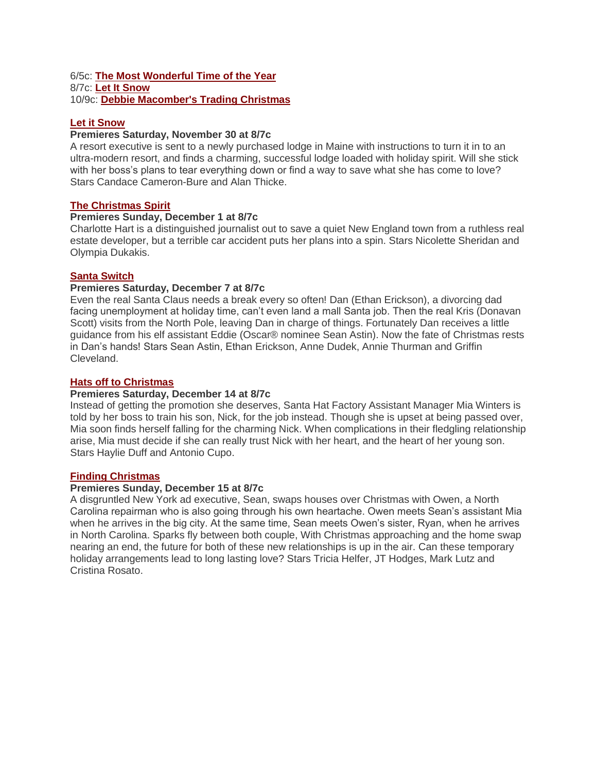6/5c: **The Most Wonderful Time of the Year**
8/7c: **Let It Snow**
10/9c: **Debbie Macomber's Trading Christmas**

### Let it Snow

**Premieres Saturday, November 30 at 8/7c**

A resort executive is sent to a newly purchased lodge in Maine with instructions to turn it in to an ultra-modern resort, and finds a charming, successful lodge loaded with holiday spirit. Will she stick with her boss's plans to tear everything down or find a way to save what she has come to love? Stars Candace Cameron-Bure and Alan Thicke.

### The Christmas Spirit

**Premieres Sunday, December 1 at 8/7c**

Charlotte Hart is a distinguished journalist out to save a quiet New England town from a ruthless real estate developer, but a terrible car accident puts her plans into a spin. Stars Nicolette Sheridan and Olympia Dukakis.

### Santa Switch

**Premieres Saturday, December 7 at 8/7c**

Even the real Santa Claus needs a break every so often! Dan (Ethan Erickson), a divorcing dad facing unemployment at holiday time, can't even land a mall Santa job. Then the real Kris (Donavan Scott) visits from the North Pole, leaving Dan in charge of things. Fortunately Dan receives a little guidance from his elf assistant Eddie (Oscar® nominee Sean Astin). Now the fate of Christmas rests in Dan's hands! Stars Sean Astin, Ethan Erickson, Anne Dudek, Annie Thurman and Griffin Cleveland.

### Hats off to Christmas

**Premieres Saturday, December 14 at 8/7c**

Instead of getting the promotion she deserves, Santa Hat Factory Assistant Manager Mia Winters is told by her boss to train his son, Nick, for the job instead. Though she is upset at being passed over, Mia soon finds herself falling for the charming Nick. When complications in their fledgling relationship arise, Mia must decide if she can really trust Nick with her heart, and the heart of her young son. Stars Haylie Duff and Antonio Cupo.

### Finding Christmas

**Premieres Sunday, December 15 at 8/7c**

A disgruntled New York ad executive, Sean, swaps houses over Christmas with Owen, a North Carolina repairman who is also going through his own heartache. Owen meets Sean's assistant Mia when he arrives in the big city. At the same time, Sean meets Owen's sister, Ryan, when he arrives in North Carolina. Sparks fly between both couple, With Christmas approaching and the home swap nearing an end, the future for both of these new relationships is up in the air. Can these temporary holiday arrangements lead to long lasting love? Stars Tricia Helfer, JT Hodges, Mark Lutz and Cristina Rosato.